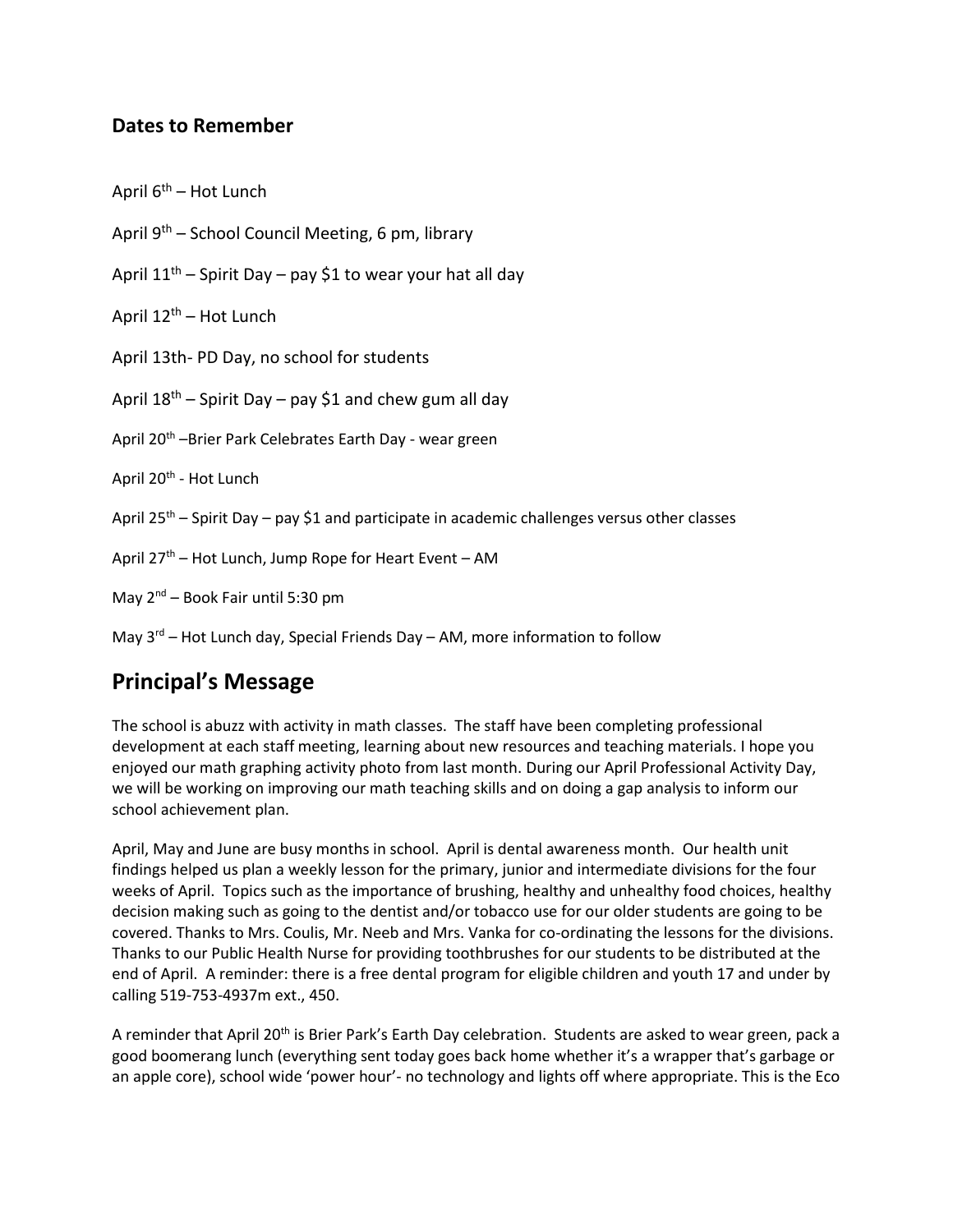### Dates to Remember

April 6th – Hot Lunch

April 9th – School Council Meeting, 6 pm, library

April 11th – Spirit Day – pay $1 to wear your hat all day

April 12th – Hot Lunch

April 13th- PD Day, no school for students

April 18th – Spirit Day – pay $1 and chew gum all day

April 20th –Brier Park Celebrates Earth Day - wear green

April 20th - Hot Lunch

April 25th – Spirit Day – pay $1 and participate in academic challenges versus other classes

April 27th – Hot Lunch, Jump Rope for Heart Event – AM

May 2nd – Book Fair until 5:30 pm

May 3rd – Hot Lunch day, Special Friends Day – AM, more information to follow

## Principal's Message

The school is abuzz with activity in math classes. The staff have been completing professional development at each staff meeting, learning about new resources and teaching materials. I hope you enjoyed our math graphing activity photo from last month. During our April Professional Activity Day, we will be working on improving our math teaching skills and on doing a gap analysis to inform our school achievement plan.

April, May and June are busy months in school. April is dental awareness month. Our health unit findings helped us plan a weekly lesson for the primary, junior and intermediate divisions for the four weeks of April. Topics such as the importance of brushing, healthy and unhealthy food choices, healthy decision making such as going to the dentist and/or tobacco use for our older students are going to be covered. Thanks to Mrs. Coulis, Mr. Neeb and Mrs. Vanka for co-ordinating the lessons for the divisions. Thanks to our Public Health Nurse for providing toothbrushes for our students to be distributed at the end of April. A reminder: there is a free dental program for eligible children and youth 17 and under by calling 519-753-4937m ext., 450.

A reminder that April 20th is Brier Park's Earth Day celebration. Students are asked to wear green, pack a good boomerang lunch (everything sent today goes back home whether it's a wrapper that's garbage or an apple core), school wide 'power hour'- no technology and lights off where appropriate. This is the Eco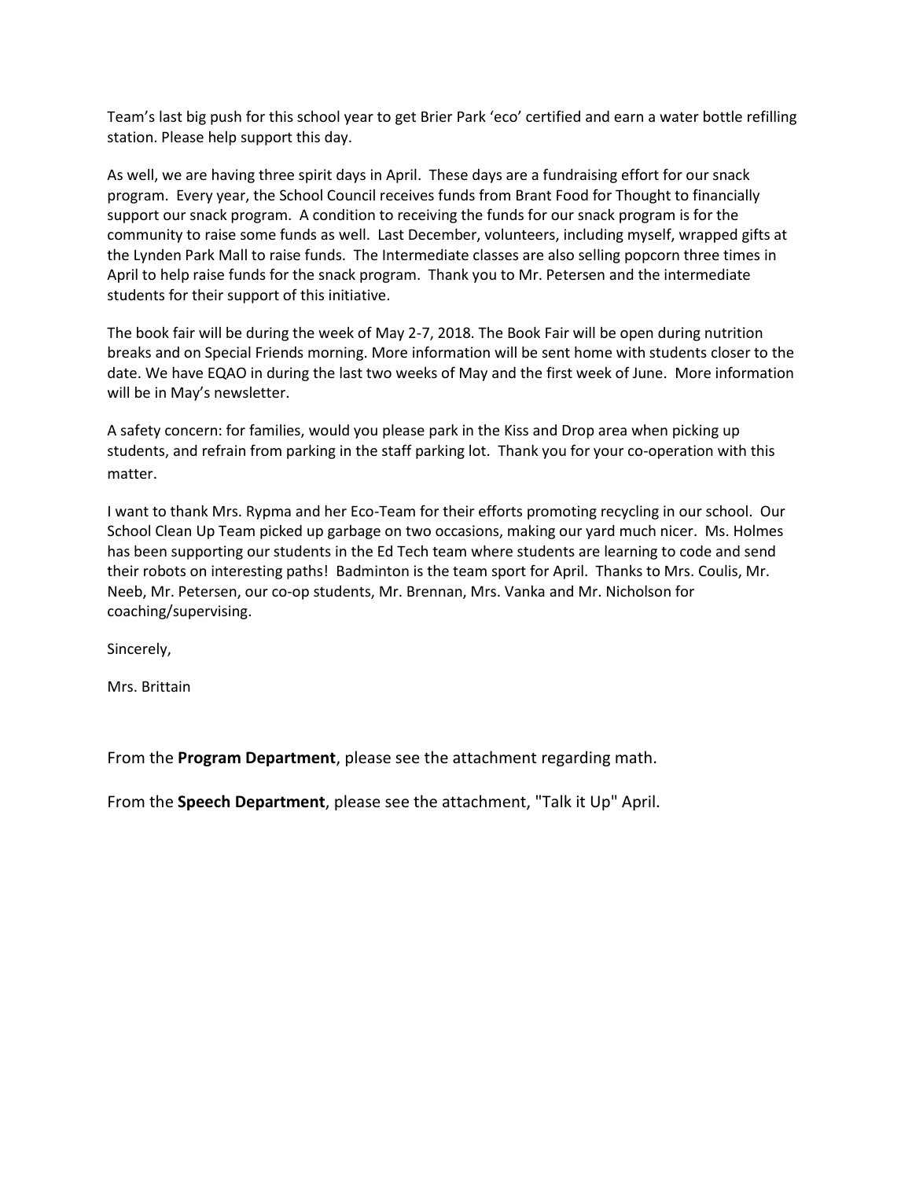Team's last big push for this school year to get Brier Park 'eco' certified and earn a water bottle refilling station. Please help support this day.

As well, we are having three spirit days in April. These days are a fundraising effort for our snack program. Every year, the School Council receives funds from Brant Food for Thought to financially support our snack program. A condition to receiving the funds for our snack program is for the community to raise some funds as well. Last December, volunteers, including myself, wrapped gifts at the Lynden Park Mall to raise funds. The Intermediate classes are also selling popcorn three times in April to help raise funds for the snack program. Thank you to Mr. Petersen and the intermediate students for their support of this initiative.

The book fair will be during the week of May 2-7, 2018. The Book Fair will be open during nutrition breaks and on Special Friends morning. More information will be sent home with students closer to the date. We have EQAO in during the last two weeks of May and the first week of June. More information will be in May's newsletter.

A safety concern: for families, would you please park in the Kiss and Drop area when picking up students, and refrain from parking in the staff parking lot. Thank you for your co-operation with this matter.

I want to thank Mrs. Rypma and her Eco-Team for their efforts promoting recycling in our school. Our School Clean Up Team picked up garbage on two occasions, making our yard much nicer. Ms. Holmes has been supporting our students in the Ed Tech team where students are learning to code and send their robots on interesting paths! Badminton is the team sport for April. Thanks to Mrs. Coulis, Mr. Neeb, Mr. Petersen, our co-op students, Mr. Brennan, Mrs. Vanka and Mr. Nicholson for coaching/supervising.

Sincerely,

Mrs. Brittain

From the **Program Department**, please see the attachment regarding math.

From the **Speech Department**, please see the attachment, "Talk it Up" April.